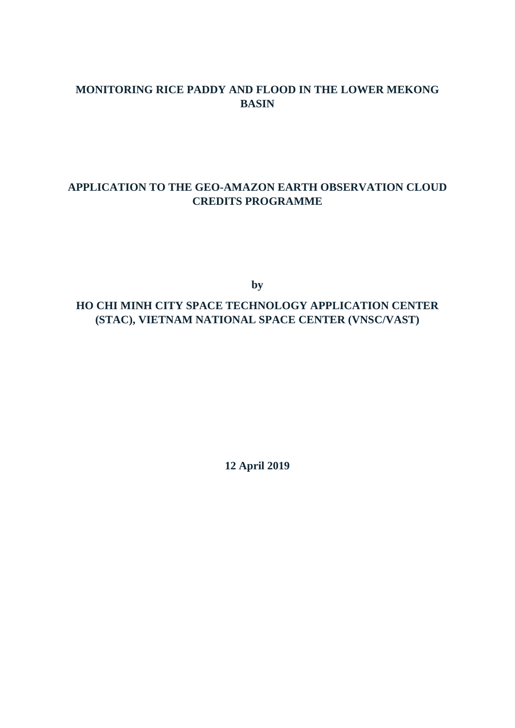# MONITORING RICE PADDY AND FLOOD IN THE LOWER MEKONG BASIN

## APPLICATION TO THE GEO-AMAZON EARTH OBSERVATION CLOUD CREDITS PROGRAMME

**by**

**HO CHI MINH CITY SPACE TECHNOLOGY APPLICATION CENTER (STAC), VIETNAM NATIONAL SPACE CENTER (VNSC/VAST)**

**12 April 2019**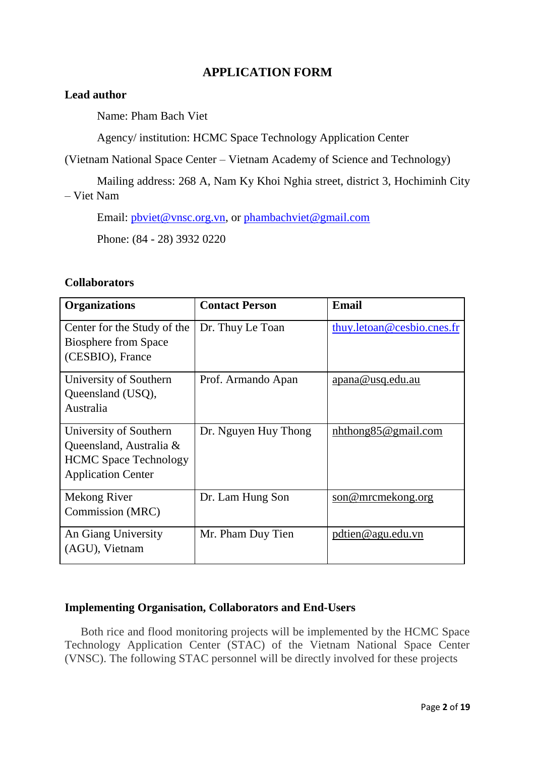# APPLICATION FORM

**Lead author**

Name: Pham Bach Viet

Agency/ institution: HCMC Space Technology Application Center

(Vietnam National Space Center – Vietnam Academy of Science and Technology)

Mailing address: 268 A, Nam Ky Khoi Nghia street, district 3, Hochiminh City – Viet Nam

Email: pbviet@vnsc.org.vn, or phambachviet@gmail.com

Phone: (84 - 28) 3932 0220

**Collaborators**

| Organizations | Contact Person | Email |
|---|---|---|
| Center for the Study of the Biosphere from Space (CESBIO), France | Dr. Thuy Le Toan | thuy.letoan@cesbio.cnes.fr |
| University of Southern Queensland (USQ), Australia | Prof. Armando Apan | apana@usq.edu.au |
| University of Southern Queensland, Australia & HCMC Space Technology Application Center | Dr. Nguyen Huy Thong | nhthong85@gmail.com |
| Mekong River Commission (MRC) | Dr. Lam Hung Son | son@mrcmekong.org |
| An Giang University (AGU), Vietnam | Mr. Pham Duy Tien | pdtien@agu.edu.vn |

**Implementing Organisation, Collaborators and End-Users**

Both rice and flood monitoring projects will be implemented by the HCMC Space Technology Application Center (STAC) of the Vietnam National Space Center (VNSC). The following STAC personnel will be directly involved for these projects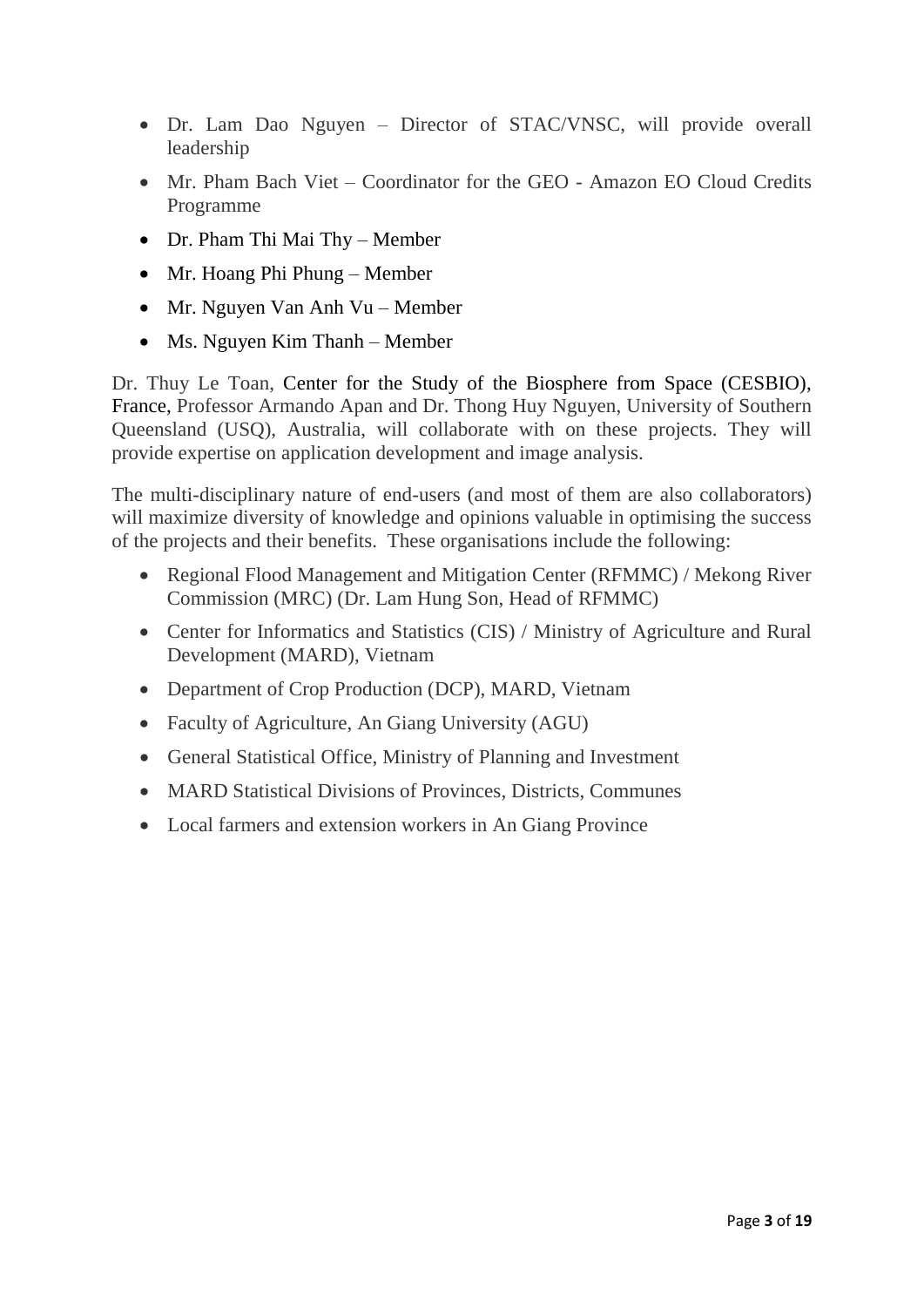- Dr. Lam Dao Nguyen – Director of STAC/VNSC, will provide overall leadership
- Mr. Pham Bach Viet – Coordinator for the GEO - Amazon EO Cloud Credits Programme
- Dr. Pham Thi Mai Thy – Member
- Mr. Hoang Phi Phung – Member
- Mr. Nguyen Van Anh Vu – Member
- Ms. Nguyen Kim Thanh – Member

Dr. Thuy Le Toan, Center for the Study of the Biosphere from Space (CESBIO), France, Professor Armando Apan and Dr. Thong Huy Nguyen, University of Southern Queensland (USQ), Australia, will collaborate with on these projects. They will provide expertise on application development and image analysis.

The multi-disciplinary nature of end-users (and most of them are also collaborators) will maximize diversity of knowledge and opinions valuable in optimising the success of the projects and their benefits. These organisations include the following:

- Regional Flood Management and Mitigation Center (RFMMC) / Mekong River Commission (MRC) (Dr. Lam Hung Son, Head of RFMMC)
- Center for Informatics and Statistics (CIS) / Ministry of Agriculture and Rural Development (MARD), Vietnam
- Department of Crop Production (DCP), MARD, Vietnam
- Faculty of Agriculture, An Giang University (AGU)
- General Statistical Office, Ministry of Planning and Investment
- MARD Statistical Divisions of Provinces, Districts, Communes
- Local farmers and extension workers in An Giang Province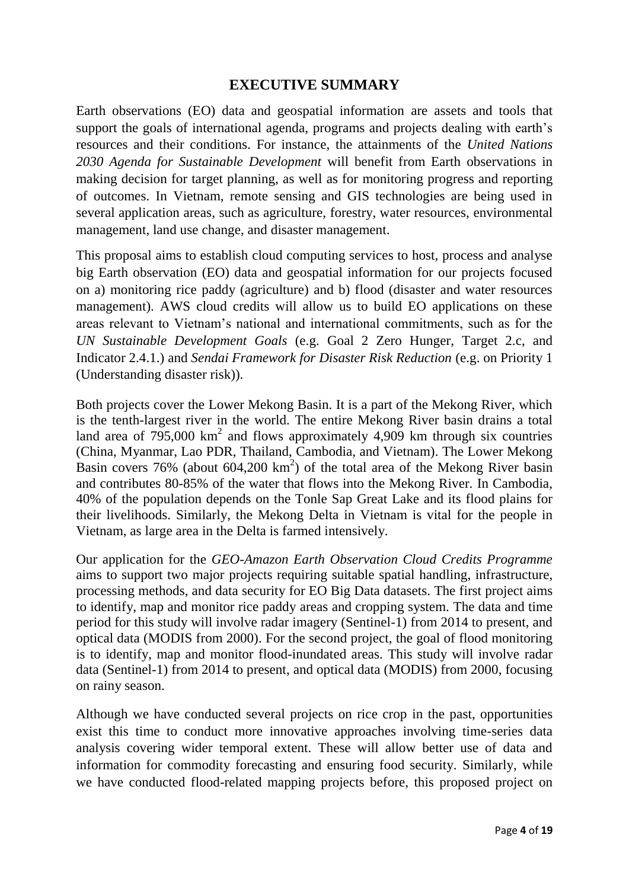## EXECUTIVE SUMMARY

Earth observations (EO) data and geospatial information are assets and tools that support the goals of international agenda, programs and projects dealing with earth's resources and their conditions. For instance, the attainments of the *United Nations 2030 Agenda for Sustainable Development* will benefit from Earth observations in making decision for target planning, as well as for monitoring progress and reporting of outcomes. In Vietnam, remote sensing and GIS technologies are being used in several application areas, such as agriculture, forestry, water resources, environmental management, land use change, and disaster management.

This proposal aims to establish cloud computing services to host, process and analyse big Earth observation (EO) data and geospatial information for our projects focused on a) monitoring rice paddy (agriculture) and b) flood (disaster and water resources management). AWS cloud credits will allow us to build EO applications on these areas relevant to Vietnam's national and international commitments, such as for the *UN Sustainable Development Goals* (e.g. Goal 2 Zero Hunger, Target 2.c, and Indicator 2.4.1.) and *Sendai Framework for Disaster Risk Reduction* (e.g. on Priority 1 (Understanding disaster risk)).

Both projects cover the Lower Mekong Basin. It is a part of the Mekong River, which is the tenth-largest river in the world. The entire Mekong River basin drains a total land area of 795,000 $km^2$ and flows approximately 4,909 km through six countries (China, Myanmar, Lao PDR, Thailand, Cambodia, and Vietnam). The Lower Mekong Basin covers 76% (about 604,200 $km^2$) of the total area of the Mekong River basin and contributes 80-85% of the water that flows into the Mekong River. In Cambodia, 40% of the population depends on the Tonle Sap Great Lake and its flood plains for their livelihoods. Similarly, the Mekong Delta in Vietnam is vital for the people in Vietnam, as large area in the Delta is farmed intensively.

Our application for the *GEO-Amazon Earth Observation Cloud Credits Programme* aims to support two major projects requiring suitable spatial handling, infrastructure, processing methods, and data security for EO Big Data datasets. The first project aims to identify, map and monitor rice paddy areas and cropping system. The data and time period for this study will involve radar imagery (Sentinel-1) from 2014 to present, and optical data (MODIS from 2000). For the second project, the goal of flood monitoring is to identify, map and monitor flood-inundated areas. This study will involve radar data (Sentinel-1) from 2014 to present, and optical data (MODIS) from 2000, focusing on rainy season.

Although we have conducted several projects on rice crop in the past, opportunities exist this time to conduct more innovative approaches involving time-series data analysis covering wider temporal extent. These will allow better use of data and information for commodity forecasting and ensuring food security. Similarly, while we have conducted flood-related mapping projects before, this proposed project on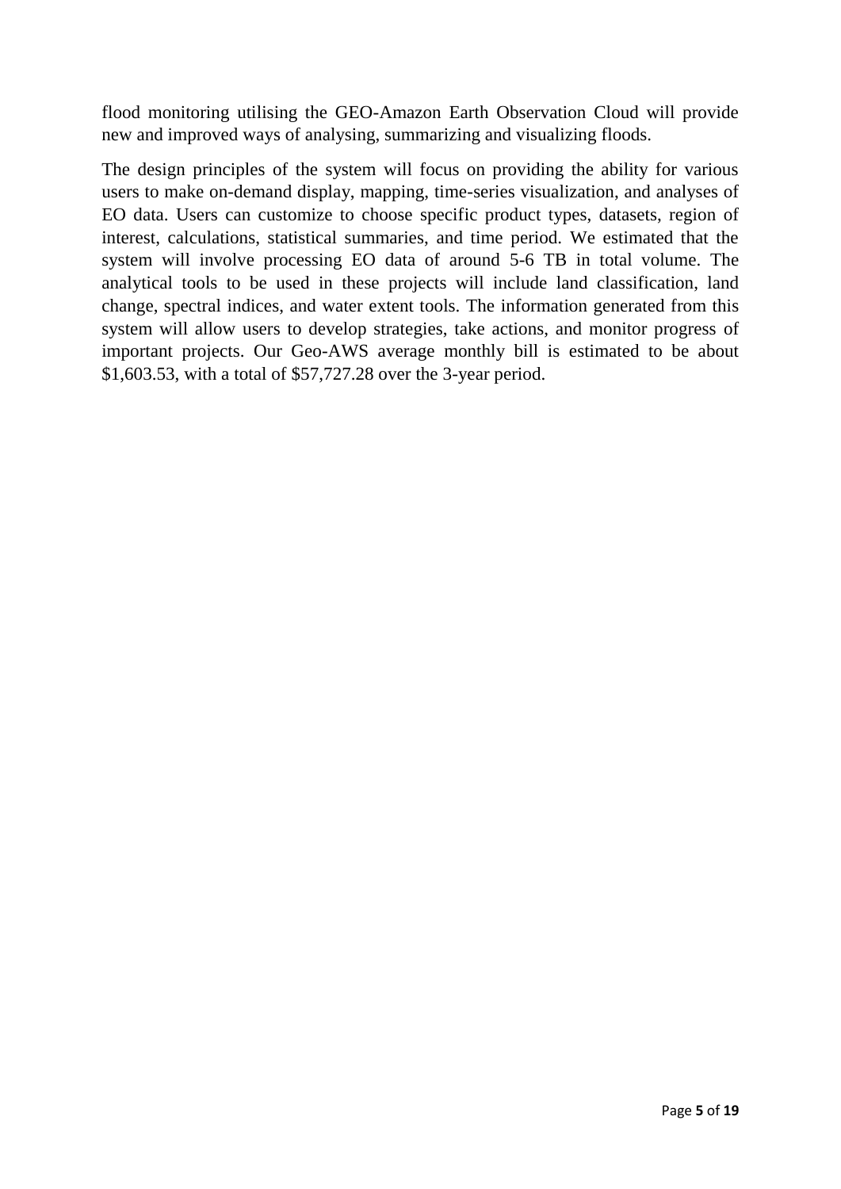flood monitoring utilising the GEO-Amazon Earth Observation Cloud will provide new and improved ways of analysing, summarizing and visualizing floods.

The design principles of the system will focus on providing the ability for various users to make on-demand display, mapping, time-series visualization, and analyses of EO data. Users can customize to choose specific product types, datasets, region of interest, calculations, statistical summaries, and time period. We estimated that the system will involve processing EO data of around 5-6 TB in total volume. The analytical tools to be used in these projects will include land classification, land change, spectral indices, and water extent tools. The information generated from this system will allow users to develop strategies, take actions, and monitor progress of important projects. Our Geo-AWS average monthly bill is estimated to be about $1,603.53, with a total of $57,727.28 over the 3-year period.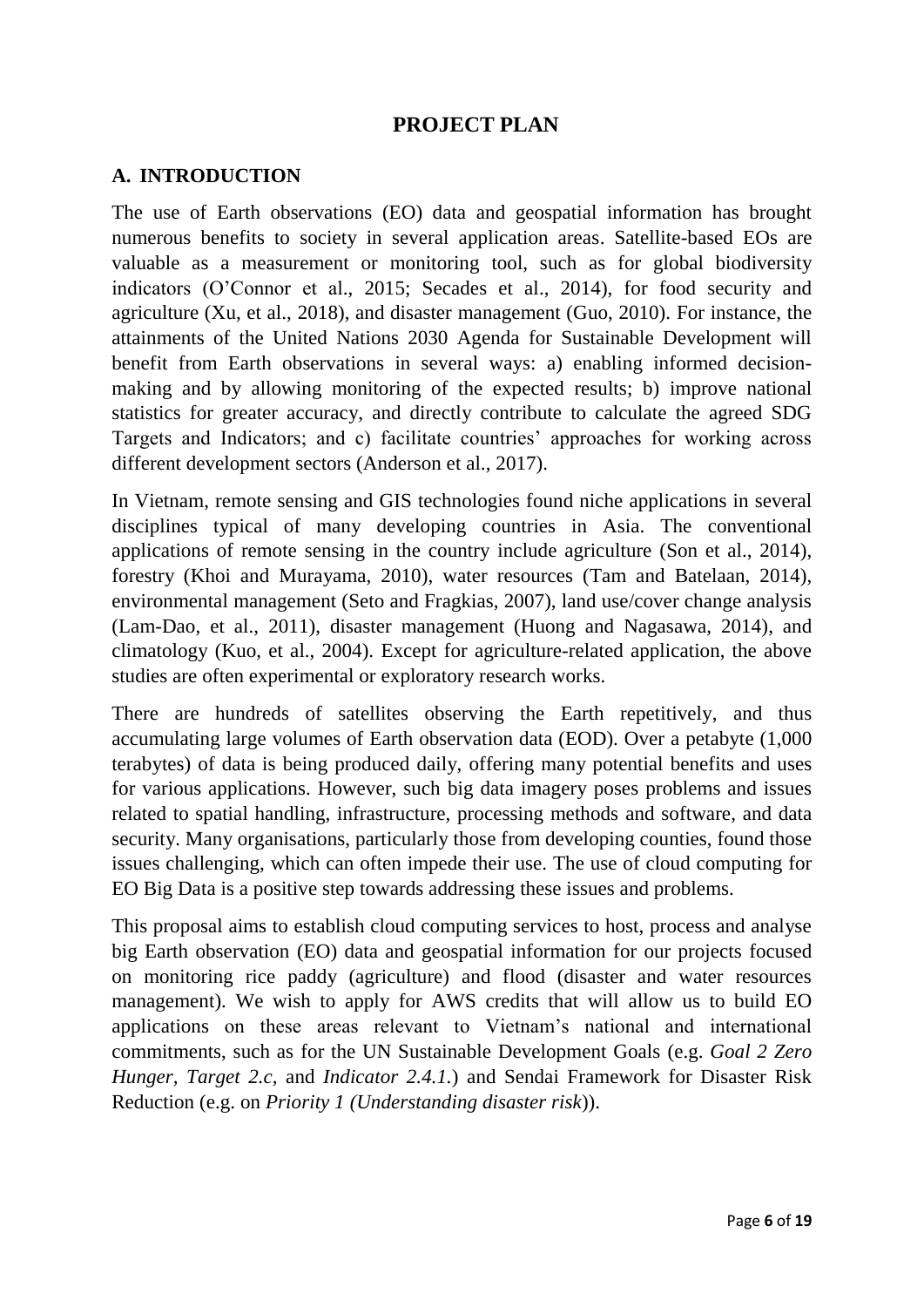# PROJECT PLAN

## A. INTRODUCTION

The use of Earth observations (EO) data and geospatial information has brought numerous benefits to society in several application areas. Satellite-based EOs are valuable as a measurement or monitoring tool, such as for global biodiversity indicators (O'Connor et al., 2015; Secades et al., 2014), for food security and agriculture (Xu, et al., 2018), and disaster management (Guo, 2010). For instance, the attainments of the United Nations 2030 Agenda for Sustainable Development will benefit from Earth observations in several ways: a) enabling informed decision-making and by allowing monitoring of the expected results; b) improve national statistics for greater accuracy, and directly contribute to calculate the agreed SDG Targets and Indicators; and c) facilitate countries' approaches for working across different development sectors (Anderson et al., 2017).

In Vietnam, remote sensing and GIS technologies found niche applications in several disciplines typical of many developing countries in Asia. The conventional applications of remote sensing in the country include agriculture (Son et al., 2014), forestry (Khoi and Murayama, 2010), water resources (Tam and Batelaan, 2014), environmental management (Seto and Fragkias, 2007), land use/cover change analysis (Lam-Dao, et al., 2011), disaster management (Huong and Nagasawa, 2014), and climatology (Kuo, et al., 2004). Except for agriculture-related application, the above studies are often experimental or exploratory research works.

There are hundreds of satellites observing the Earth repetitively, and thus accumulating large volumes of Earth observation data (EOD). Over a petabyte (1,000 terabytes) of data is being produced daily, offering many potential benefits and uses for various applications. However, such big data imagery poses problems and issues related to spatial handling, infrastructure, processing methods and software, and data security. Many organisations, particularly those from developing counties, found those issues challenging, which can often impede their use. The use of cloud computing for EO Big Data is a positive step towards addressing these issues and problems.

This proposal aims to establish cloud computing services to host, process and analyse big Earth observation (EO) data and geospatial information for our projects focused on monitoring rice paddy (agriculture) and flood (disaster and water resources management). We wish to apply for AWS credits that will allow us to build EO applications on these areas relevant to Vietnam's national and international commitments, such as for the UN Sustainable Development Goals (e.g. *Goal 2 Zero Hunger, Target 2.c,* and *Indicator 2.4.1.*) and Sendai Framework for Disaster Risk Reduction (e.g. on *Priority 1 (Understanding disaster risk)*).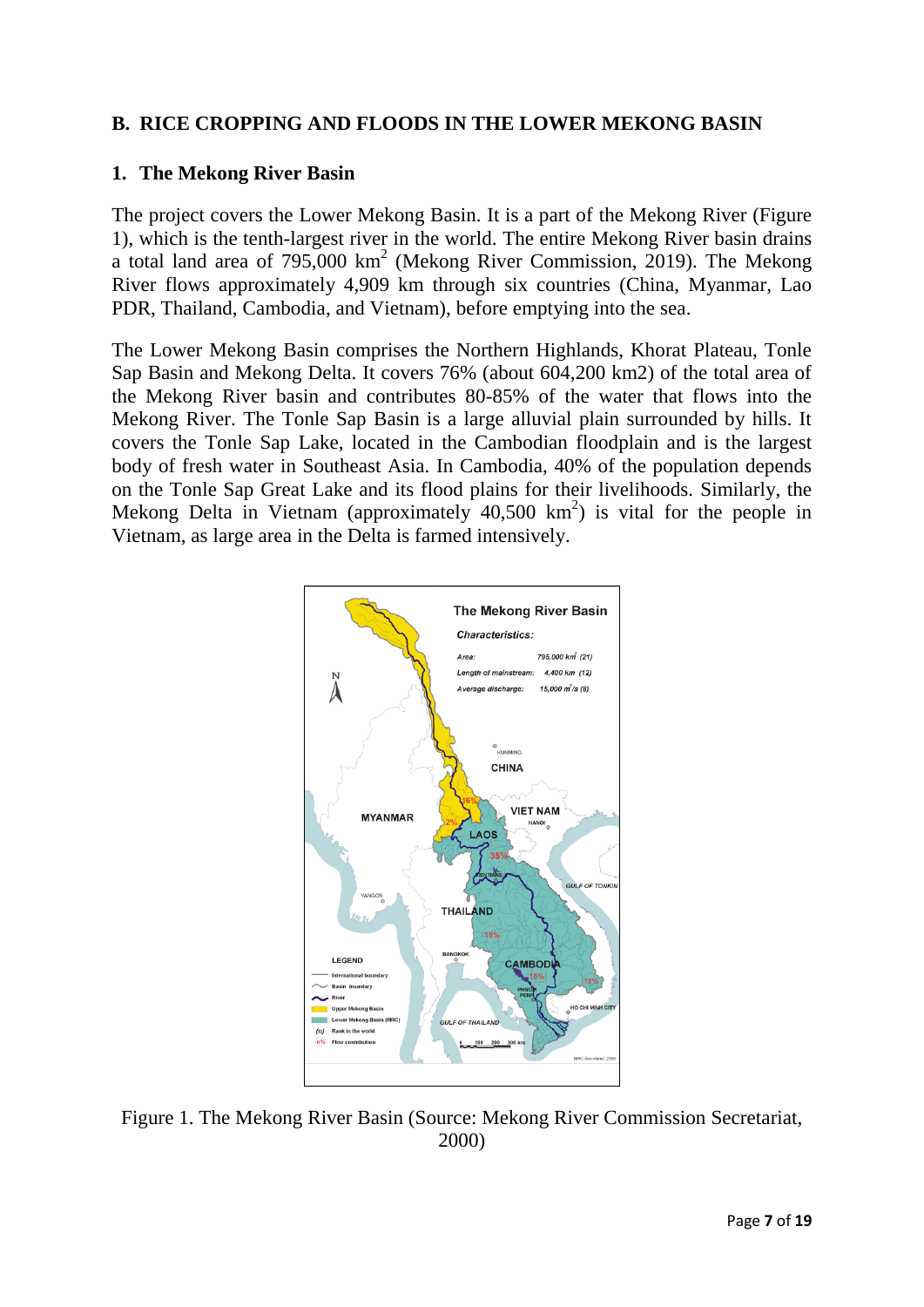## B. RICE CROPPING AND FLOODS IN THE LOWER MEKONG BASIN

### 1. The Mekong River Basin

The project covers the Lower Mekong Basin. It is a part of the Mekong River (Figure 1), which is the tenth-largest river in the world. The entire Mekong River basin drains a total land area of 795,000 $km^2$ (Mekong River Commission, 2019). The Mekong River flows approximately 4,909 km through six countries (China, Myanmar, Lao PDR, Thailand, Cambodia, and Vietnam), before emptying into the sea.

The Lower Mekong Basin comprises the Northern Highlands, Khorat Plateau, Tonle Sap Basin and Mekong Delta. It covers 76% (about 604,200 km2) of the total area of the Mekong River basin and contributes 80-85% of the water that flows into the Mekong River. The Tonle Sap Basin is a large alluvial plain surrounded by hills. It covers the Tonle Sap Lake, located in the Cambodian floodplain and is the largest body of fresh water in Southeast Asia. In Cambodia, 40% of the population depends on the Tonle Sap Great Lake and its flood plains for their livelihoods. Similarly, the Mekong Delta in Vietnam (approximately 40,500 $km^2$) is vital for the people in Vietnam, as large area in the Delta is farmed intensively.

The Mekong River Basin

Characteristics:

Area: 795,000 $km^2$ (21)

Length of mainstream: 4,400 km (12)

Average discharge: 15,000 $m^3/s$ (8)

KUNMING

CHINA

MYANMAR

VIET NAM

HANOI

LAOS

VIENTIANE

GULF OF TONKIN

YANGON

THAILAND

BANGKOK

CAMBODIA

PHNOM PENH

HO CHI MINH CITY

GULF OF THAILAND

16%

2%

35%

18%

18%

11%

LEGEND

International boundary

Basin boundary

River

Upper Mekong Basin

Lower Mekong Basin (MRC)

(n) Rank in the world

n% Flow contribution

0 100 200 300 km

MRC Secretariat, 2000

Figure 1. The Mekong River Basin (Source: Mekong River Commission Secretariat, 2000)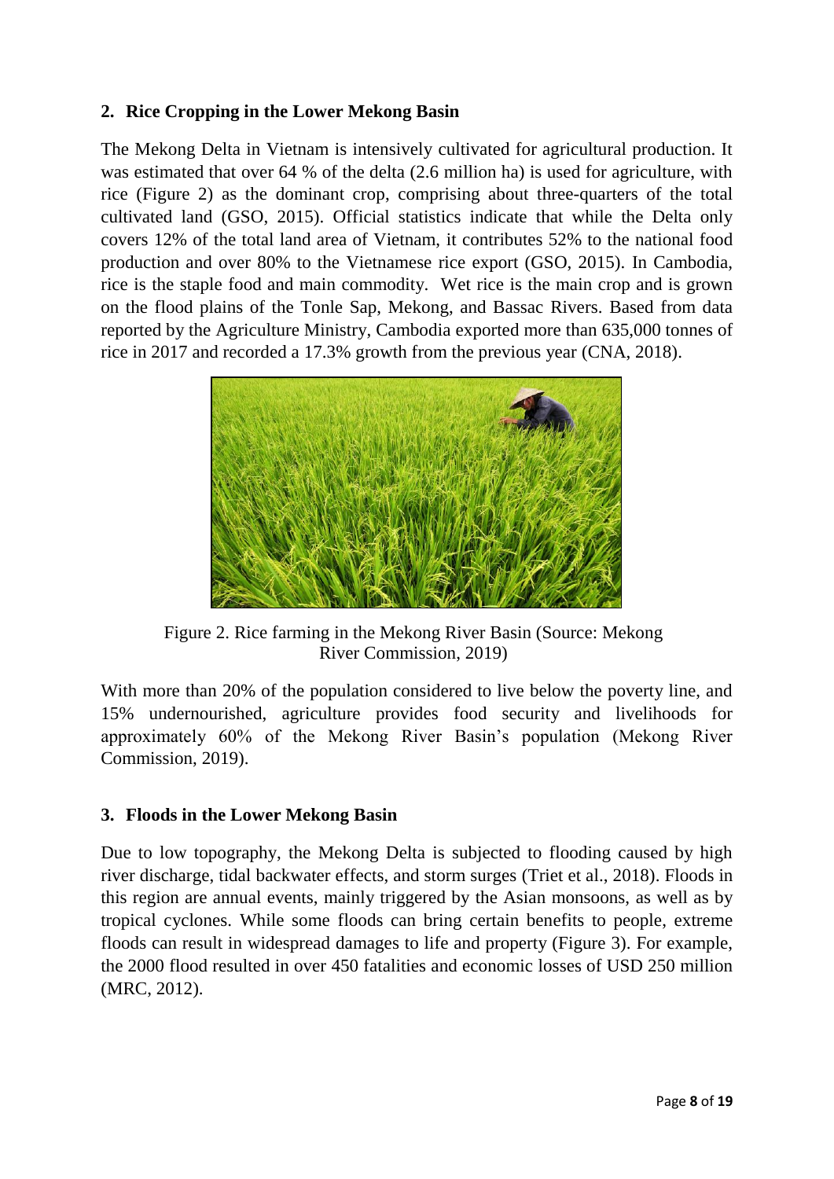## 2. Rice Cropping in the Lower Mekong Basin

The Mekong Delta in Vietnam is intensively cultivated for agricultural production. It was estimated that over 64 % of the delta (2.6 million ha) is used for agriculture, with rice (Figure 2) as the dominant crop, comprising about three-quarters of the total cultivated land (GSO, 2015). Official statistics indicate that while the Delta only covers 12% of the total land area of Vietnam, it contributes 52% to the national food production and over 80% to the Vietnamese rice export (GSO, 2015). In Cambodia, rice is the staple food and main commodity. Wet rice is the main crop and is grown on the flood plains of the Tonle Sap, Mekong, and Bassac Rivers. Based from data reported by the Agriculture Ministry, Cambodia exported more than 635,000 tonnes of rice in 2017 and recorded a 17.3% growth from the previous year (CNA, 2018).

Figure 2. Rice farming in the Mekong River Basin (Source: Mekong River Commission, 2019)

With more than 20% of the population considered to live below the poverty line, and 15% undernourished, agriculture provides food security and livelihoods for approximately 60% of the Mekong River Basin's population (Mekong River Commission, 2019).

## 3. Floods in the Lower Mekong Basin

Due to low topography, the Mekong Delta is subjected to flooding caused by high river discharge, tidal backwater effects, and storm surges (Triet et al., 2018). Floods in this region are annual events, mainly triggered by the Asian monsoons, as well as by tropical cyclones. While some floods can bring certain benefits to people, extreme floods can result in widespread damages to life and property (Figure 3). For example, the 2000 flood resulted in over 450 fatalities and economic losses of USD 250 million (MRC, 2012).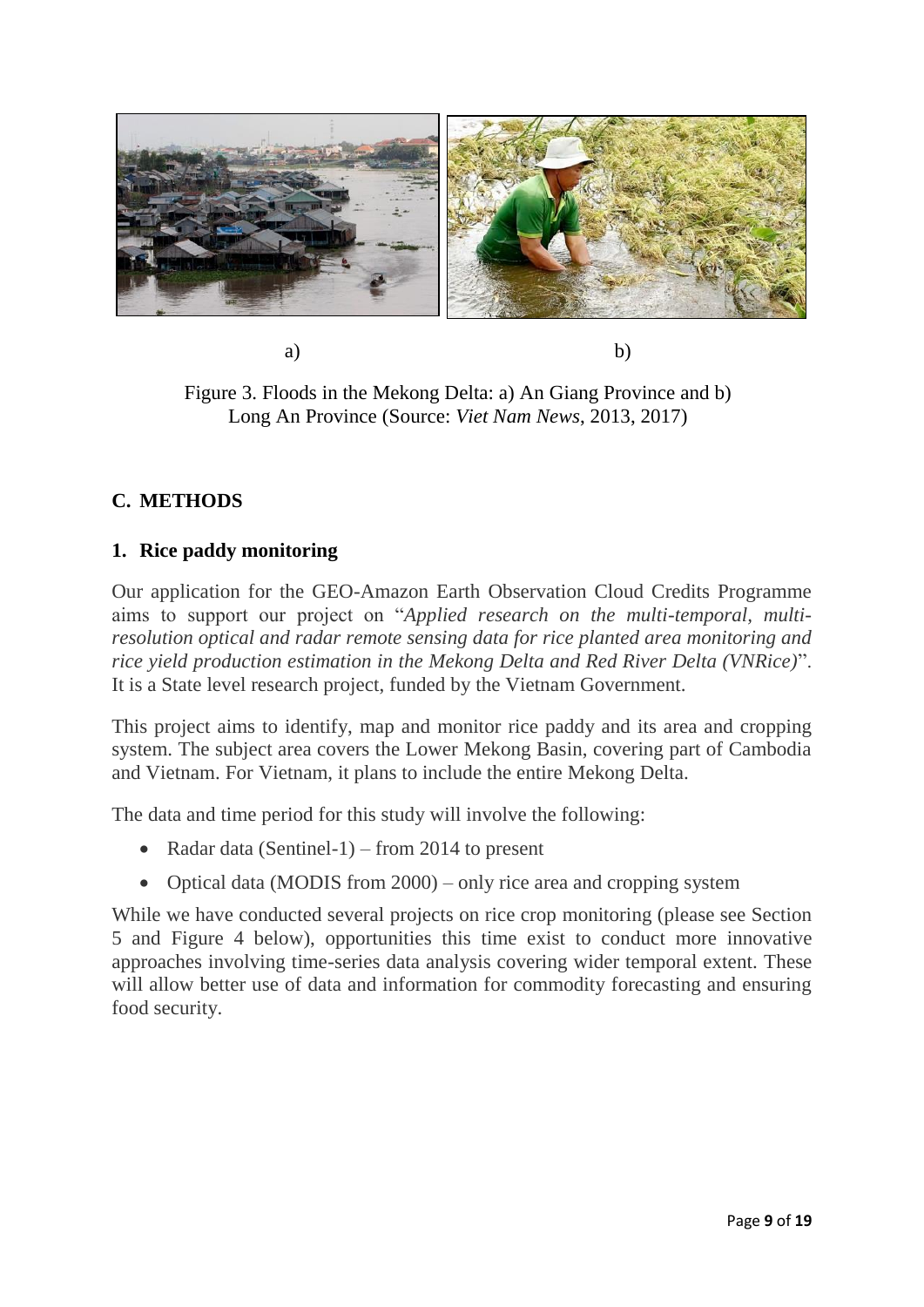a) b)

Figure 3. Floods in the Mekong Delta: a) An Giang Province and b) Long An Province (Source: *Viet Nam News*, 2013, 2017)

## C. METHODS

### 1. Rice paddy monitoring

Our application for the GEO-Amazon Earth Observation Cloud Credits Programme aims to support our project on "*Applied research on the multi-temporal, multi-resolution optical and radar remote sensing data for rice planted area monitoring and rice yield production estimation in the Mekong Delta and Red River Delta (VNRice)*". It is a State level research project, funded by the Vietnam Government.

This project aims to identify, map and monitor rice paddy and its area and cropping system. The subject area covers the Lower Mekong Basin, covering part of Cambodia and Vietnam. For Vietnam, it plans to include the entire Mekong Delta.

The data and time period for this study will involve the following:

- Radar data (Sentinel-1) – from 2014 to present
- Optical data (MODIS from 2000) – only rice area and cropping system

While we have conducted several projects on rice crop monitoring (please see Section 5 and Figure 4 below), opportunities this time exist to conduct more innovative approaches involving time-series data analysis covering wider temporal extent. These will allow better use of data and information for commodity forecasting and ensuring food security.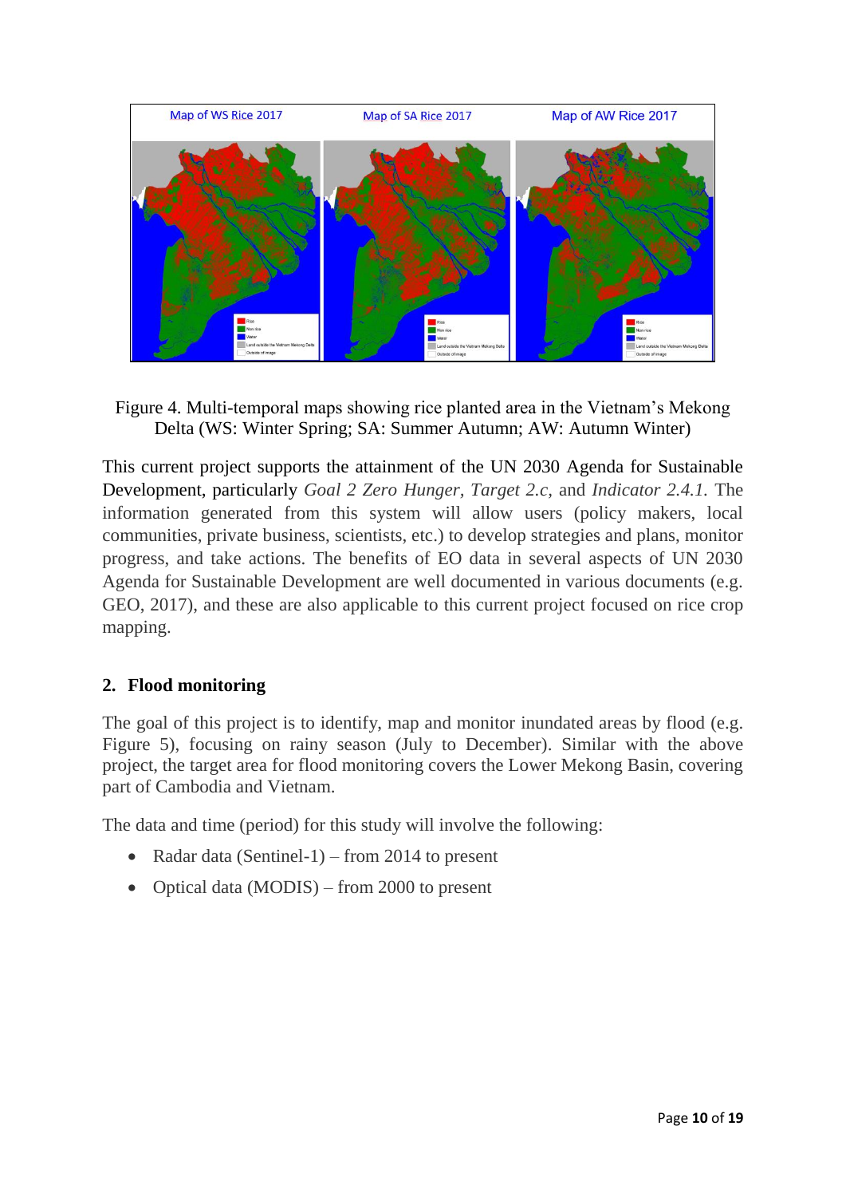Map of WS Rice 2017

Map of SA Rice 2017

Map of AW Rice 2017

Rice
Non rice
Water
Land outside the Vietnam Mekong Delta
Outside of image

Figure 4. Multi-temporal maps showing rice planted area in the Vietnam's Mekong Delta (WS: Winter Spring; SA: Summer Autumn; AW: Autumn Winter)

This current project supports the attainment of the UN 2030 Agenda for Sustainable Development, particularly *Goal 2 Zero Hunger, Target 2.c,* and *Indicator 2.4.1.* The information generated from this system will allow users (policy makers, local communities, private business, scientists, etc.) to develop strategies and plans, monitor progress, and take actions. The benefits of EO data in several aspects of UN 2030 Agenda for Sustainable Development are well documented in various documents (e.g. GEO, 2017), and these are also applicable to this current project focused on rice crop mapping.

## 2. Flood monitoring

The goal of this project is to identify, map and monitor inundated areas by flood (e.g. Figure 5), focusing on rainy season (July to December). Similar with the above project, the target area for flood monitoring covers the Lower Mekong Basin, covering part of Cambodia and Vietnam.

The data and time (period) for this study will involve the following:

- Radar data (Sentinel-1) – from 2014 to present
- Optical data (MODIS) – from 2000 to present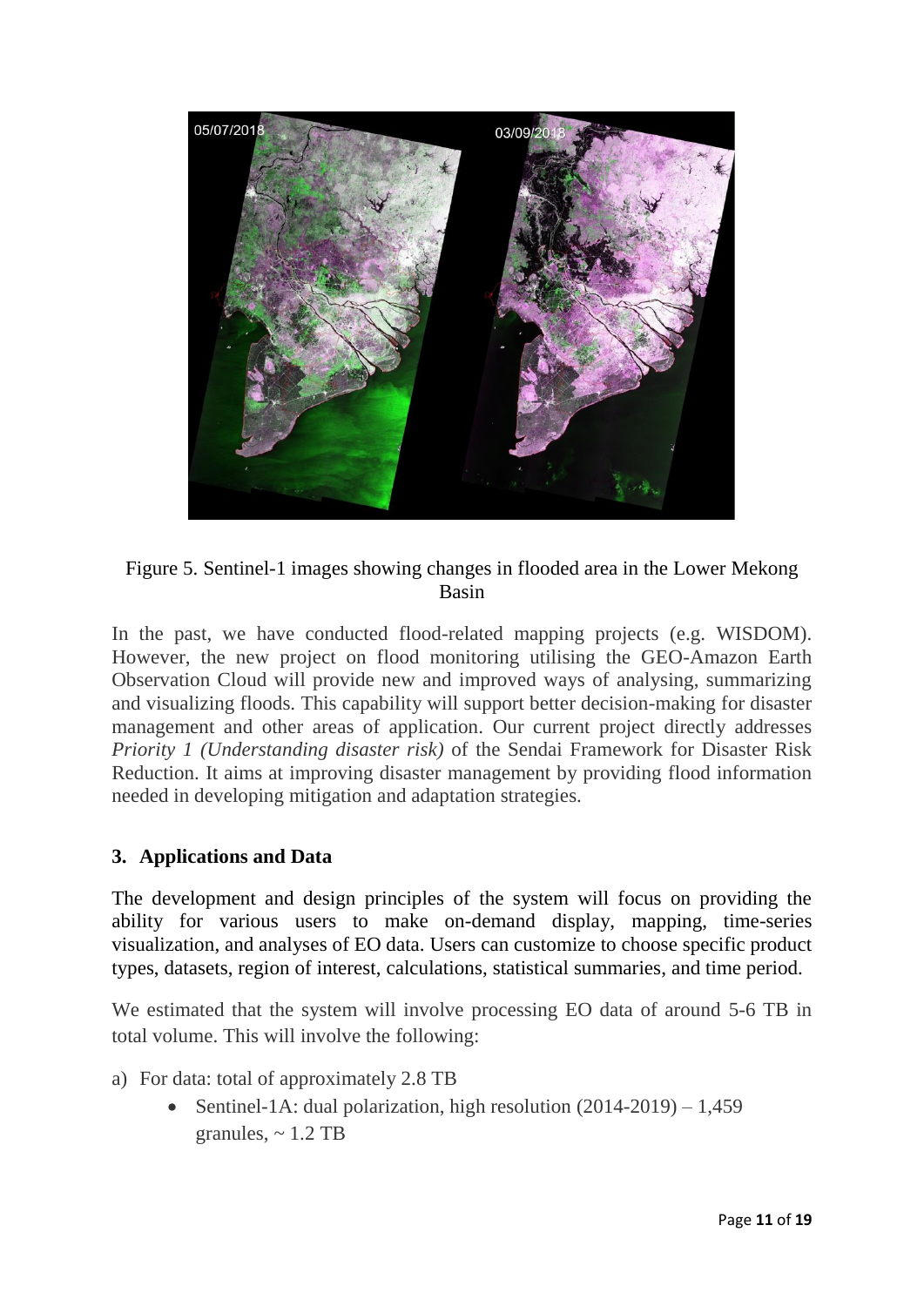Figure 5. Sentinel-1 images showing changes in flooded area in the Lower Mekong Basin

In the past, we have conducted flood-related mapping projects (e.g. WISDOM). However, the new project on flood monitoring utilising the GEO-Amazon Earth Observation Cloud will provide new and improved ways of analysing, summarizing and visualizing floods. This capability will support better decision-making for disaster management and other areas of application. Our current project directly addresses *Priority 1 (Understanding disaster risk)* of the Sendai Framework for Disaster Risk Reduction. It aims at improving disaster management by providing flood information needed in developing mitigation and adaptation strategies.

## 3. Applications and Data

The development and design principles of the system will focus on providing the ability for various users to make on-demand display, mapping, time-series visualization, and analyses of EO data. Users can customize to choose specific product types, datasets, region of interest, calculations, statistical summaries, and time period.

We estimated that the system will involve processing EO data of around 5-6 TB in total volume. This will involve the following:

a) For data: total of approximately 2.8 TB
   - Sentinel-1A: dual polarization, high resolution (2014-2019) – 1,459 granules, ~ 1.2 TB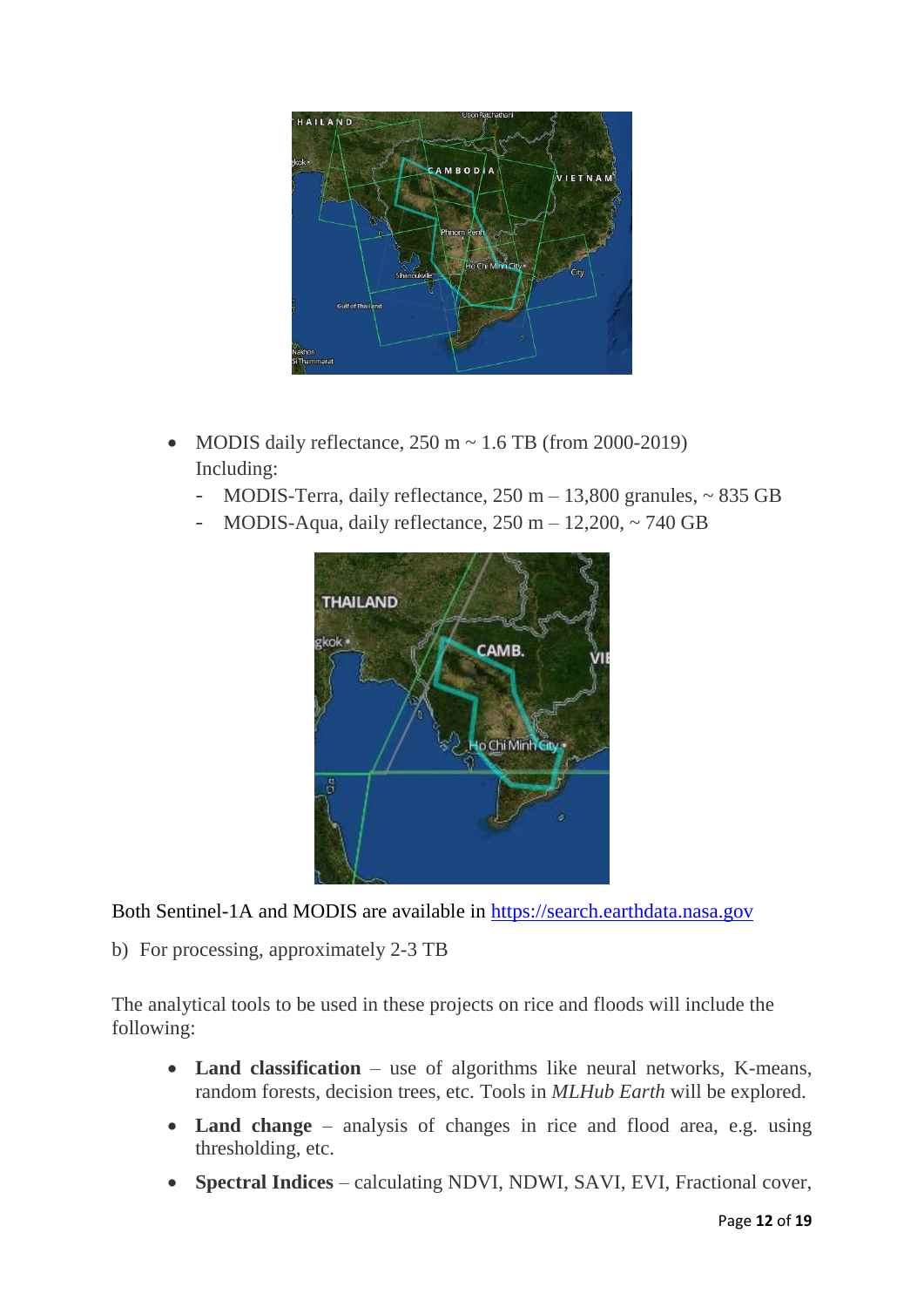- MODIS daily reflectance, 250 m ~ 1.6 TB (from 2000-2019)
  Including:
  - MODIS-Terra, daily reflectance, 250 m – 13,800 granules, ~ 835 GB
  - MODIS-Aqua, daily reflectance, 250 m – 12,200, ~ 740 GB

Both Sentinel-1A and MODIS are available in https://search.earthdata.nasa.gov

b) For processing, approximately 2-3 TB

The analytical tools to be used in these projects on rice and floods will include the following:

- **Land classification** – use of algorithms like neural networks, K-means, random forests, decision trees, etc. Tools in *MLHub Earth* will be explored.
- **Land change** – analysis of changes in rice and flood area, e.g. using thresholding, etc.
- **Spectral Indices** – calculating NDVI, NDWI, SAVI, EVI, Fractional cover,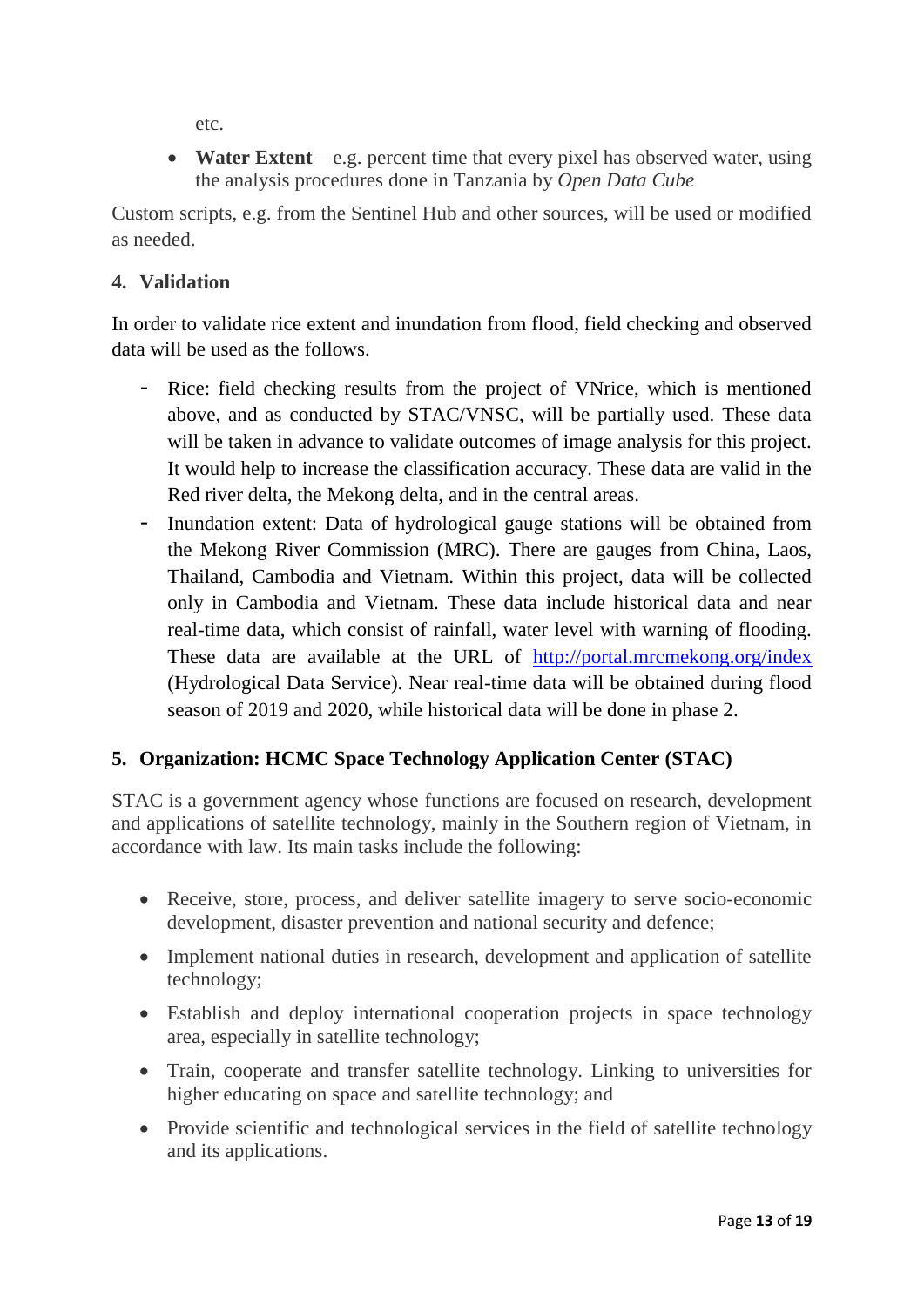etc.

- **Water Extent** – e.g. percent time that every pixel has observed water, using the analysis procedures done in Tanzania by *Open Data Cube*

Custom scripts, e.g. from the Sentinel Hub and other sources, will be used or modified as needed.

## 4. Validation

In order to validate rice extent and inundation from flood, field checking and observed data will be used as the follows.

- Rice: field checking results from the project of VNrice, which is mentioned above, and as conducted by STAC/VNSC, will be partially used. These data will be taken in advance to validate outcomes of image analysis for this project. It would help to increase the classification accuracy. These data are valid in the Red river delta, the Mekong delta, and in the central areas.
- Inundation extent: Data of hydrological gauge stations will be obtained from the Mekong River Commission (MRC). There are gauges from China, Laos, Thailand, Cambodia and Vietnam. Within this project, data will be collected only in Cambodia and Vietnam. These data include historical data and near real-time data, which consist of rainfall, water level with warning of flooding. These data are available at the URL of http://portal.mrcmekong.org/index (Hydrological Data Service). Near real-time data will be obtained during flood season of 2019 and 2020, while historical data will be done in phase 2.

## 5. Organization: HCMC Space Technology Application Center (STAC)

STAC is a government agency whose functions are focused on research, development and applications of satellite technology, mainly in the Southern region of Vietnam, in accordance with law. Its main tasks include the following:

- Receive, store, process, and deliver satellite imagery to serve socio-economic development, disaster prevention and national security and defence;
- Implement national duties in research, development and application of satellite technology;
- Establish and deploy international cooperation projects in space technology area, especially in satellite technology;
- Train, cooperate and transfer satellite technology. Linking to universities for higher educating on space and satellite technology; and
- Provide scientific and technological services in the field of satellite technology and its applications.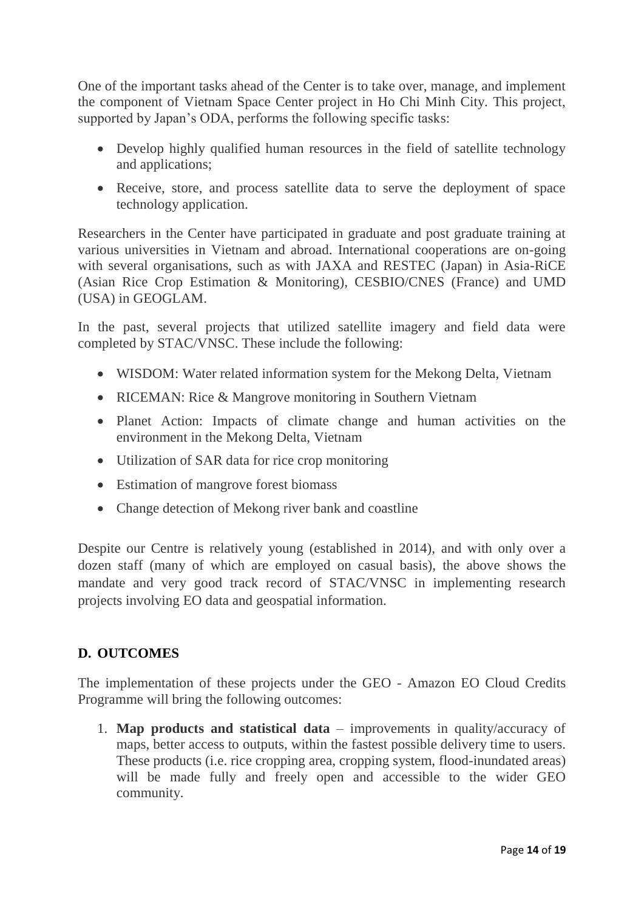One of the important tasks ahead of the Center is to take over, manage, and implement the component of Vietnam Space Center project in Ho Chi Minh City. This project, supported by Japan's ODA, performs the following specific tasks:

- Develop highly qualified human resources in the field of satellite technology and applications;
- Receive, store, and process satellite data to serve the deployment of space technology application.

Researchers in the Center have participated in graduate and post graduate training at various universities in Vietnam and abroad. International cooperations are on-going with several organisations, such as with JAXA and RESTEC (Japan) in Asia-RiCE (Asian Rice Crop Estimation & Monitoring), CESBIO/CNES (France) and UMD (USA) in GEOGLAM.

In the past, several projects that utilized satellite imagery and field data were completed by STAC/VNSC. These include the following:

- WISDOM: Water related information system for the Mekong Delta, Vietnam
- RICEMAN: Rice & Mangrove monitoring in Southern Vietnam
- Planet Action: Impacts of climate change and human activities on the environment in the Mekong Delta, Vietnam
- Utilization of SAR data for rice crop monitoring
- Estimation of mangrove forest biomass
- Change detection of Mekong river bank and coastline

Despite our Centre is relatively young (established in 2014), and with only over a dozen staff (many of which are employed on casual basis), the above shows the mandate and very good track record of STAC/VNSC in implementing research projects involving EO data and geospatial information.

## D. OUTCOMES

The implementation of these projects under the GEO - Amazon EO Cloud Credits Programme will bring the following outcomes:

1. **Map products and statistical data** – improvements in quality/accuracy of maps, better access to outputs, within the fastest possible delivery time to users. These products (i.e. rice cropping area, cropping system, flood-inundated areas) will be made fully and freely open and accessible to the wider GEO community.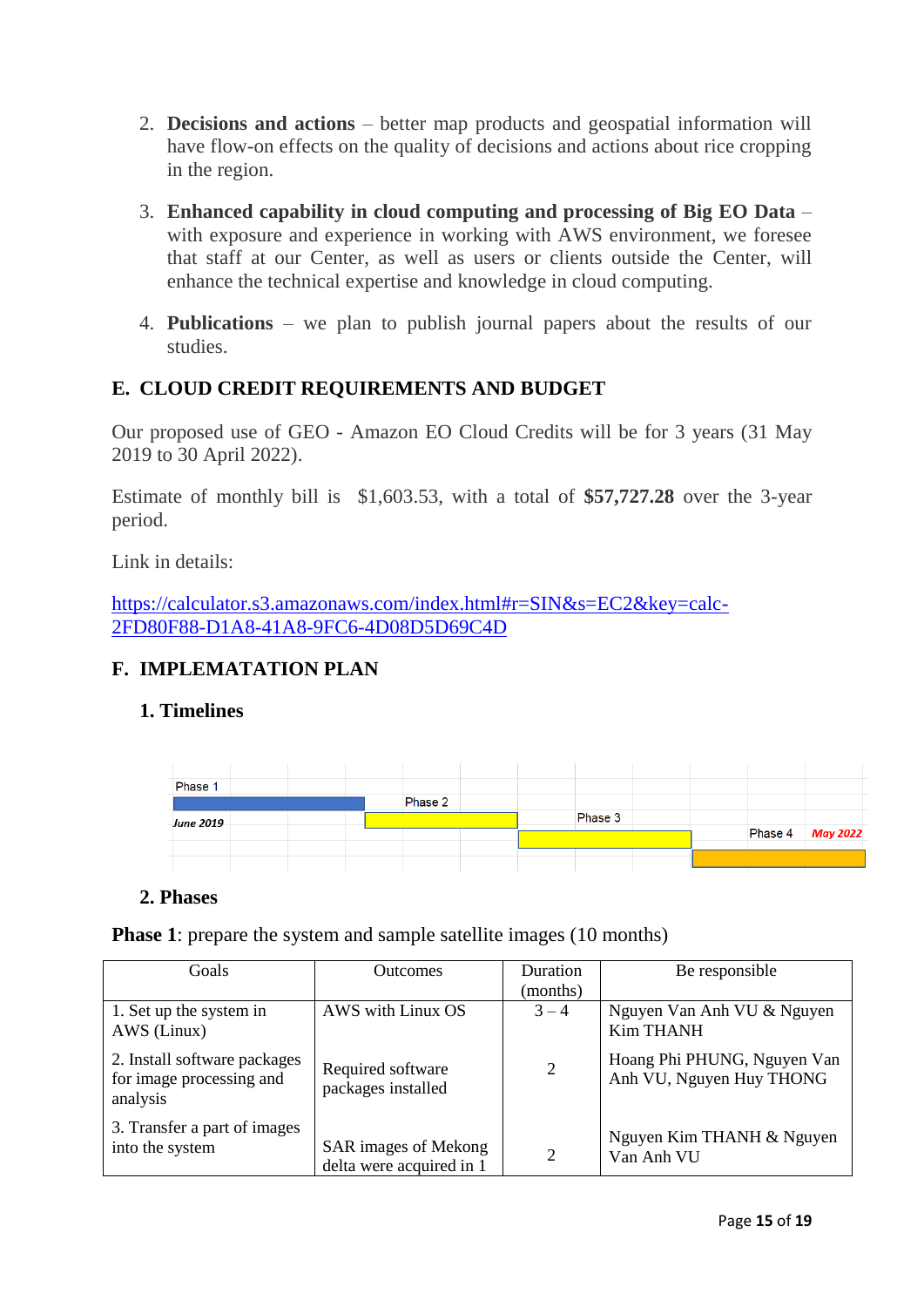2. **Decisions and actions** – better map products and geospatial information will have flow-on effects on the quality of decisions and actions about rice cropping in the region.

3. **Enhanced capability in cloud computing and processing of Big EO Data** – with exposure and experience in working with AWS environment, we foresee that staff at our Center, as well as users or clients outside the Center, will enhance the technical expertise and knowledge in cloud computing.

4. **Publications** – we plan to publish journal papers about the results of our studies.

## E. CLOUD CREDIT REQUIREMENTS AND BUDGET

Our proposed use of GEO - Amazon EO Cloud Credits will be for 3 years (31 May 2019 to 30 April 2022).

Estimate of monthly bill is $1,603.53, with a total of **$57,727.28** over the 3-year period.

Link in details:

https://calculator.s3.amazonaws.com/index.html#r=SIN&s=EC2&key=calc-2FD80F88-D1A8-41A8-9FC6-4D08D5D69C4D

## F. IMPLEMATATION PLAN

### 1. Timelines

Phase 1

June 2019

Phase 2

Phase 3

Phase 4

May 2022

### 2. Phases

**Phase 1**: prepare the system and sample satellite images (10 months)

| Goals | Outcomes | Duration (months) | Be responsible |
|---|---|---|---|
| 1. Set up the system in AWS (Linux) | AWS with Linux OS | 3 – 4 | Nguyen Van Anh VU & Nguyen Kim THANH |
| 2. Install software packages for image processing and analysis | Required software packages installed | 2 | Hoang Phi PHUNG, Nguyen Van Anh VU, Nguyen Huy THONG |
| 3. Transfer a part of images into the system | SAR images of Mekong delta were acquired in 1 | 2 | Nguyen Kim THANH & Nguyen Van Anh VU |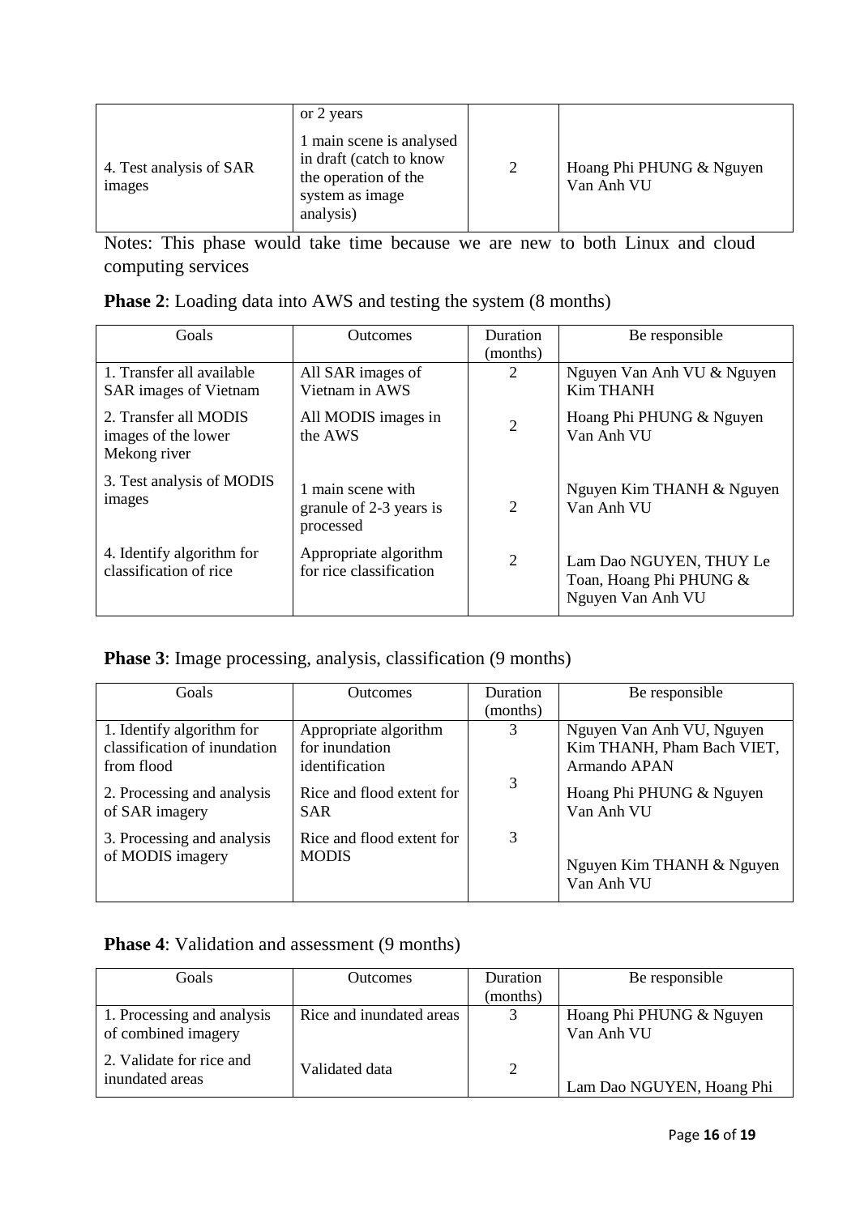| | | | |
|---|---|---|---|
| 4. Test analysis of SAR images | or 2 years<br>1 main scene is analysed in draft (catch to know the operation of the system as image analysis) | 2 | Hoang Phi PHUNG & Nguyen Van Anh VU |

Notes: This phase would take time because we are new to both Linux and cloud computing services

**Phase 2**: Loading data into AWS and testing the system (8 months)

| Goals | Outcomes | Duration (months) | Be responsible |
|---|---|---|---|
| 1. Transfer all available SAR images of Vietnam | All SAR images of Vietnam in AWS | 2 | Nguyen Van Anh VU & Nguyen Kim THANH |
| 2. Transfer all MODIS images of the lower Mekong river | All MODIS images in the AWS | 2 | Hoang Phi PHUNG & Nguyen Van Anh VU |
| 3. Test analysis of MODIS images | 1 main scene with granule of 2-3 years is processed | 2 | Nguyen Kim THANH & Nguyen Van Anh VU |
| 4. Identify algorithm for classification of rice | Appropriate algorithm for rice classification | 2 | Lam Dao NGUYEN, THUY Le Toan, Hoang Phi PHUNG & Nguyen Van Anh VU |

**Phase 3**: Image processing, analysis, classification (9 months)

| Goals | Outcomes | Duration (months) | Be responsible |
|---|---|---|---|
| 1. Identify algorithm for classification of inundation from flood | Appropriate algorithm for inundation identification | 3 | Nguyen Van Anh VU, Nguyen Kim THANH, Pham Bach VIET, Armando APAN |
| 2. Processing and analysis of SAR imagery | Rice and flood extent for SAR | 3 | Hoang Phi PHUNG & Nguyen Van Anh VU |
| 3. Processing and analysis of MODIS imagery | Rice and flood extent for MODIS | 3 | Nguyen Kim THANH & Nguyen Van Anh VU |

**Phase 4**: Validation and assessment (9 months)

| Goals | Outcomes | Duration (months) | Be responsible |
|---|---|---|---|
| 1. Processing and analysis of combined imagery | Rice and inundated areas | 3 | Hoang Phi PHUNG & Nguyen Van Anh VU |
| 2. Validate for rice and inundated areas | Validated data | 2 | Lam Dao NGUYEN, Hoang Phi |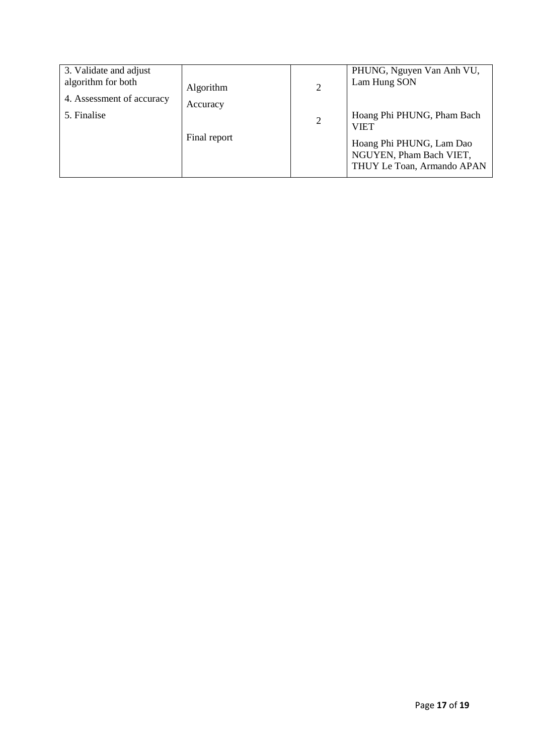| | | | |
|---|---|---|---|
| 3. Validate and adjust algorithm for both | Algorithm | 2 | PHUNG, Nguyen Van Anh VU, Lam Hung SON |
| 4. Assessment of accuracy | Accuracy | 2 | Hoang Phi PHUNG, Pham Bach VIET |
| 5. Finalise | Final report | | Hoang Phi PHUNG, Lam Dao NGUYEN, Pham Bach VIET, THUY Le Toan, Armando APAN |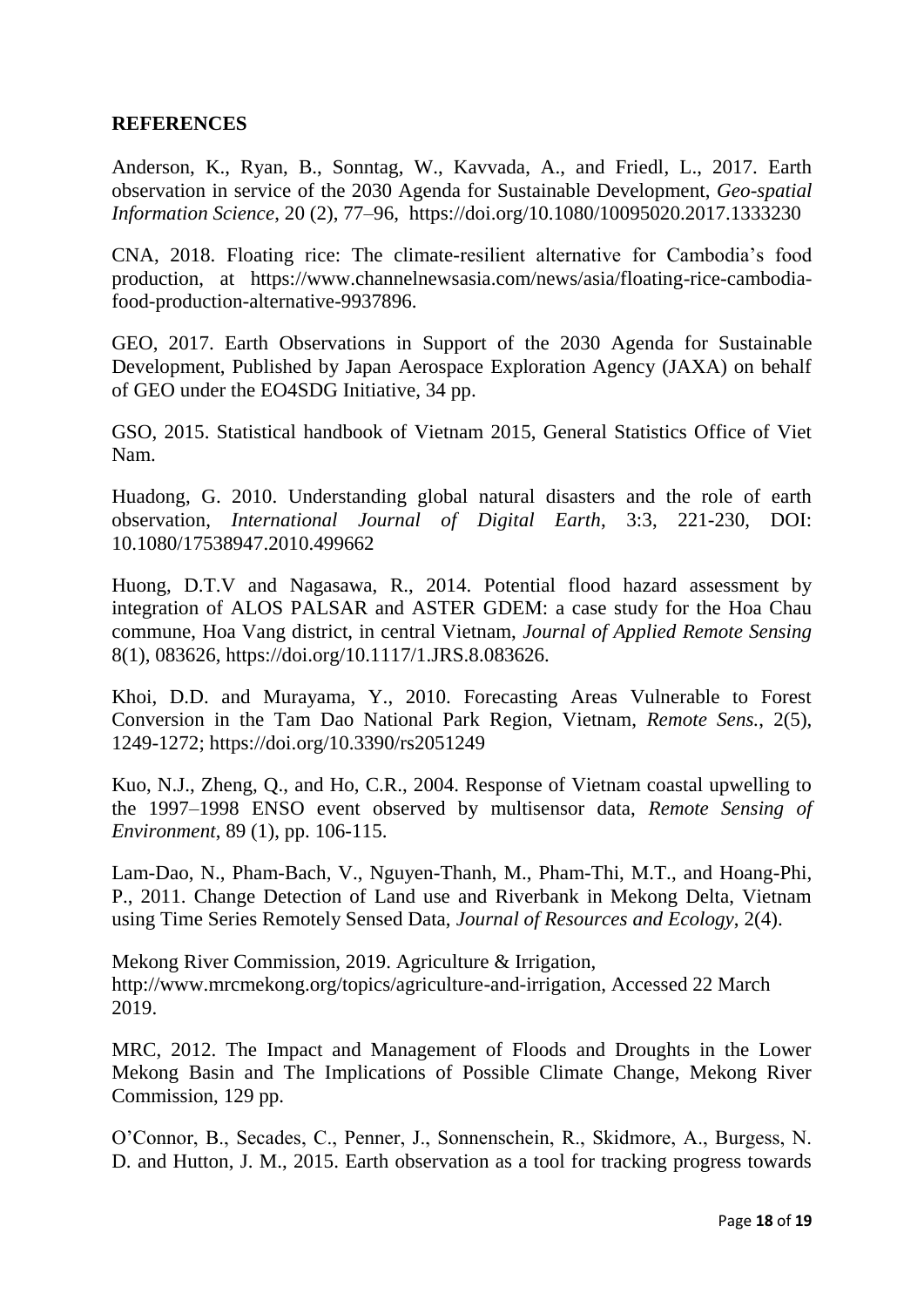**REFERENCES**

Anderson, K., Ryan, B., Sonntag, W., Kavvada, A., and Friedl, L., 2017. Earth observation in service of the 2030 Agenda for Sustainable Development, *Geo-spatial Information Science*, 20 (2), 77–96, https://doi.org/10.1080/10095020.2017.1333230

CNA, 2018. Floating rice: The climate-resilient alternative for Cambodia's food production, at https://www.channelnewsasia.com/news/asia/floating-rice-cambodia-food-production-alternative-9937896.

GEO, 2017. Earth Observations in Support of the 2030 Agenda for Sustainable Development, Published by Japan Aerospace Exploration Agency (JAXA) on behalf of GEO under the EO4SDG Initiative, 34 pp.

GSO, 2015. Statistical handbook of Vietnam 2015, General Statistics Office of Viet Nam.

Huadong, G. 2010. Understanding global natural disasters and the role of earth observation, *International Journal of Digital Earth*, 3:3, 221-230, DOI: 10.1080/17538947.2010.499662

Huong, D.T.V and Nagasawa, R., 2014. Potential flood hazard assessment by integration of ALOS PALSAR and ASTER GDEM: a case study for the Hoa Chau commune, Hoa Vang district, in central Vietnam, *Journal of Applied Remote Sensing* 8(1), 083626, https://doi.org/10.1117/1.JRS.8.083626.

Khoi, D.D. and Murayama, Y., 2010. Forecasting Areas Vulnerable to Forest Conversion in the Tam Dao National Park Region, Vietnam, *Remote Sens.*, 2(5), 1249-1272; https://doi.org/10.3390/rs2051249

Kuo, N.J., Zheng, Q., and Ho, C.R., 2004. Response of Vietnam coastal upwelling to the 1997–1998 ENSO event observed by multisensor data, *Remote Sensing of Environment*, 89 (1), pp. 106-115.

Lam-Dao, N., Pham-Bach, V., Nguyen-Thanh, M., Pham-Thi, M.T., and Hoang-Phi, P., 2011. Change Detection of Land use and Riverbank in Mekong Delta, Vietnam using Time Series Remotely Sensed Data, *Journal of Resources and Ecology*, 2(4).

Mekong River Commission, 2019. Agriculture & Irrigation, http://www.mrcmekong.org/topics/agriculture-and-irrigation, Accessed 22 March 2019.

MRC, 2012. The Impact and Management of Floods and Droughts in the Lower Mekong Basin and The Implications of Possible Climate Change, Mekong River Commission, 129 pp.

O'Connor, B., Secades, C., Penner, J., Sonnenschein, R., Skidmore, A., Burgess, N. D. and Hutton, J. M., 2015. Earth observation as a tool for tracking progress towards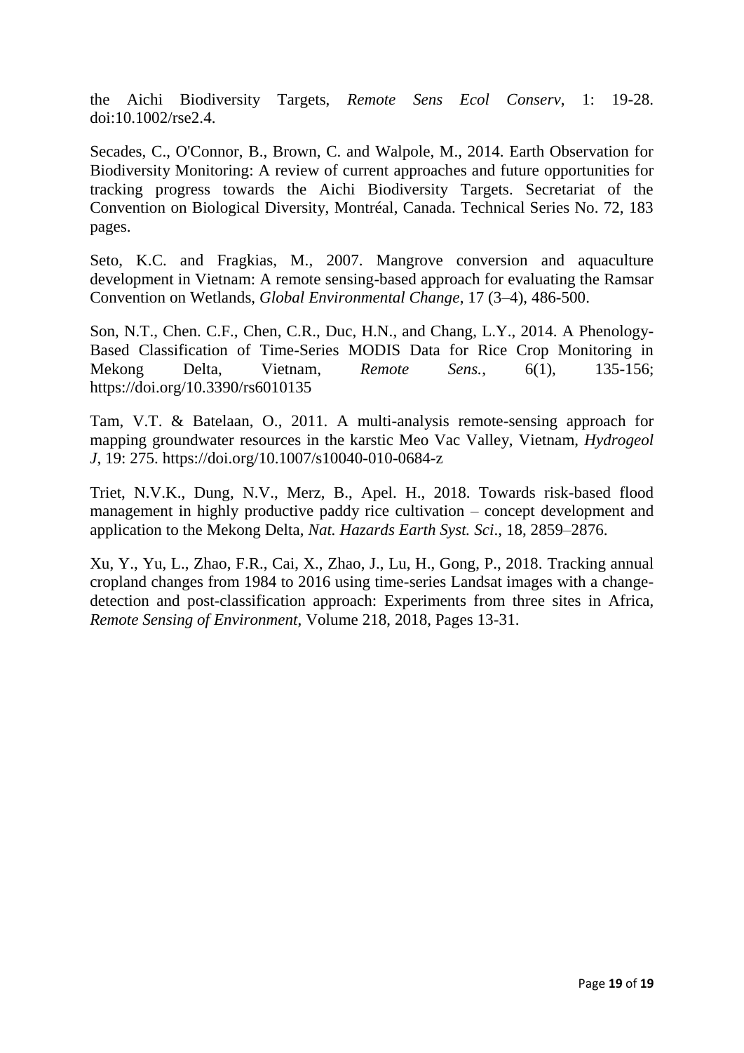the Aichi Biodiversity Targets, *Remote Sens Ecol Conserv*, 1: 19-28. doi:10.1002/rse2.4.

Secades, C., O'Connor, B., Brown, C. and Walpole, M., 2014. Earth Observation for Biodiversity Monitoring: A review of current approaches and future opportunities for tracking progress towards the Aichi Biodiversity Targets. Secretariat of the Convention on Biological Diversity, Montréal, Canada. Technical Series No. 72, 183 pages.

Seto, K.C. and Fragkias, M., 2007. Mangrove conversion and aquaculture development in Vietnam: A remote sensing-based approach for evaluating the Ramsar Convention on Wetlands, *Global Environmental Change*, 17 (3–4), 486-500.

Son, N.T., Chen. C.F., Chen, C.R., Duc, H.N., and Chang, L.Y., 2014. A Phenology-Based Classification of Time-Series MODIS Data for Rice Crop Monitoring in Mekong Delta, Vietnam, *Remote Sens.*, 6(1), 135-156; https://doi.org/10.3390/rs6010135

Tam, V.T. & Batelaan, O., 2011. A multi-analysis remote-sensing approach for mapping groundwater resources in the karstic Meo Vac Valley, Vietnam, *Hydrogeol J*, 19: 275. https://doi.org/10.1007/s10040-010-0684-z

Triet, N.V.K., Dung, N.V., Merz, B., Apel. H., 2018. Towards risk-based flood management in highly productive paddy rice cultivation – concept development and application to the Mekong Delta, *Nat. Hazards Earth Syst. Sci*., 18, 2859–2876.

Xu, Y., Yu, L., Zhao, F.R., Cai, X., Zhao, J., Lu, H., Gong, P., 2018. Tracking annual cropland changes from 1984 to 2016 using time-series Landsat images with a change-detection and post-classification approach: Experiments from three sites in Africa, *Remote Sensing of Environment*, Volume 218, 2018, Pages 13-31.